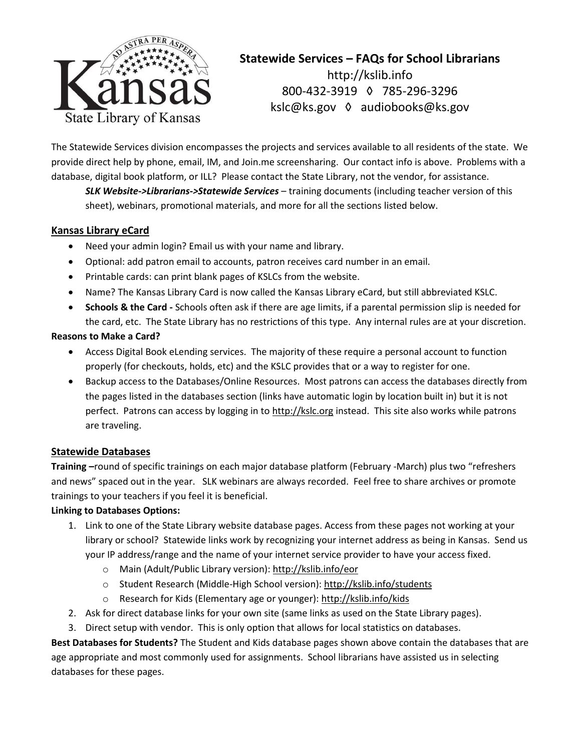# Statewide Services – FAQs for School Librarians

http://kslib.info
800-432-3919 ◊ 785-296-3296
kslc@ks.gov ◊ audiobooks@ks.gov

The Statewide Services division encompasses the projects and services available to all residents of the state. We provide direct help by phone, email, IM, and Join.me screensharing. Our contact info is above. Problems with a database, digital book platform, or ILL? Please contact the State Library, not the vendor, for assistance.

> ***SLK Website->Librarians->Statewide Services*** – training documents (including teacher version of this sheet), webinars, promotional materials, and more for all the sections listed below.

## Kansas Library eCard

- Need your admin login? Email us with your name and library.
- Optional: add patron email to accounts, patron receives card number in an email.
- Printable cards: can print blank pages of KSLCs from the website.
- Name? The Kansas Library Card is now called the Kansas Library eCard, but still abbreviated KSLC.
- **Schools & the Card -** Schools often ask if there are age limits, if a parental permission slip is needed for the card, etc. The State Library has no restrictions of this type. Any internal rules are at your discretion.

**Reasons to Make a Card?**

- Access Digital Book eLending services. The majority of these require a personal account to function properly (for checkouts, holds, etc) and the KSLC provides that or a way to register for one.
- Backup access to the Databases/Online Resources. Most patrons can access the databases directly from the pages listed in the databases section (links have automatic login by location built in) but it is not perfect. Patrons can access by logging in to http://kslc.org instead. This site also works while patrons are traveling.

## Statewide Databases

**Training –**round of specific trainings on each major database platform (February -March) plus two "refreshers and news" spaced out in the year. SLK webinars are always recorded. Feel free to share archives or promote trainings to your teachers if you feel it is beneficial.

**Linking to Databases Options:**

1. Link to one of the State Library website database pages. Access from these pages not working at your library or school? Statewide links work by recognizing your internet address as being in Kansas. Send us your IP address/range and the name of your internet service provider to have your access fixed.
   - Main (Adult/Public Library version): http://kslib.info/eor
   - Student Research (Middle-High School version): http://kslib.info/students
   - Research for Kids (Elementary age or younger): http://kslib.info/kids
2. Ask for direct database links for your own site (same links as used on the State Library pages).
3. Direct setup with vendor. This is only option that allows for local statistics on databases.

**Best Databases for Students?** The Student and Kids database pages shown above contain the databases that are age appropriate and most commonly used for assignments. School librarians have assisted us in selecting databases for these pages.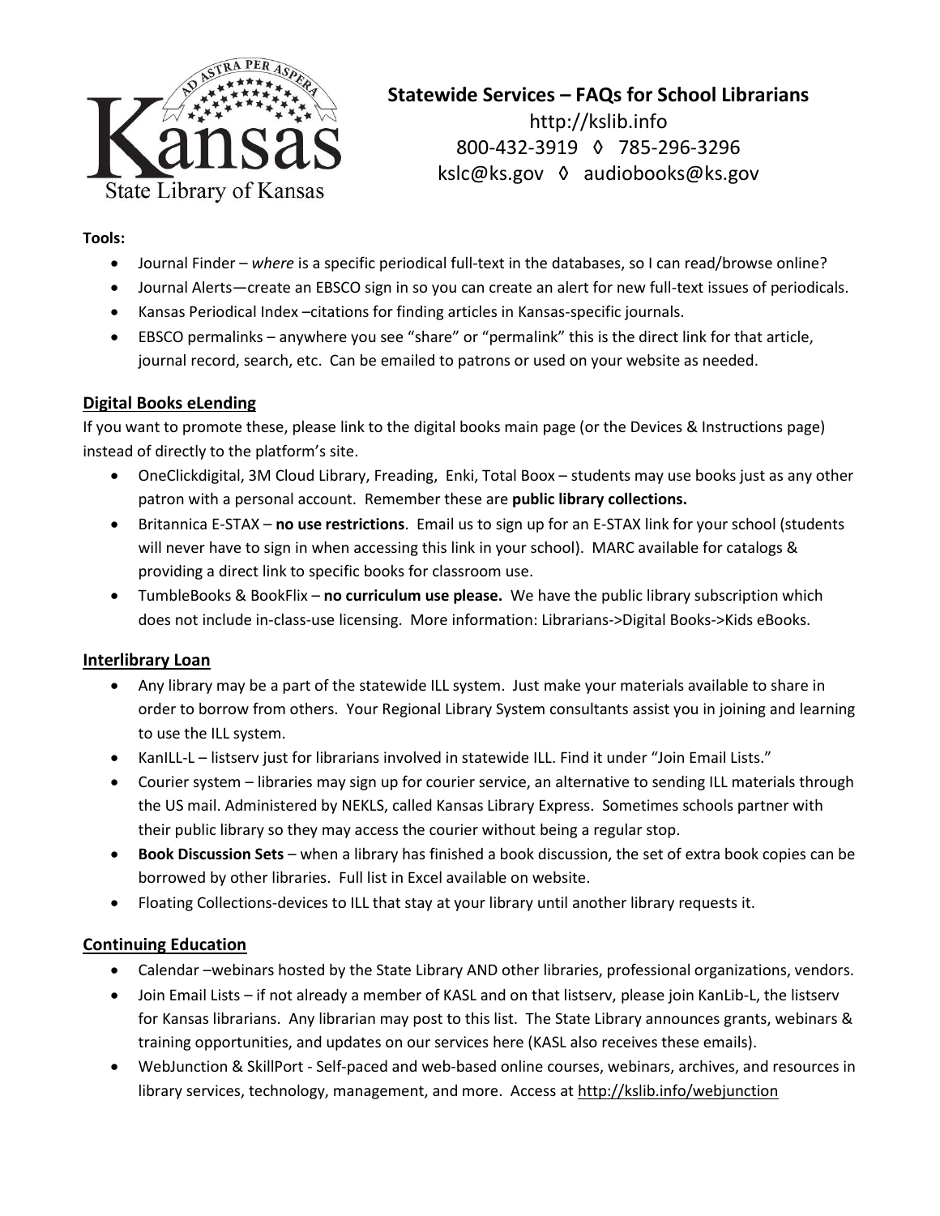# Statewide Services – FAQs for School Librarians

http://kslib.info
800-432-3919 ◊ 785-296-3296
kslc@ks.gov ◊ audiobooks@ks.gov

**Tools:**

- Journal Finder – *where* is a specific periodical full-text in the databases, so I can read/browse online?
- Journal Alerts—create an EBSCO sign in so you can create an alert for new full-text issues of periodicals.
- Kansas Periodical Index –citations for finding articles in Kansas-specific journals.
- EBSCO permalinks – anywhere you see "share" or "permalink" this is the direct link for that article, journal record, search, etc. Can be emailed to patrons or used on your website as needed.

## Digital Books eLending

If you want to promote these, please link to the digital books main page (or the Devices & Instructions page) instead of directly to the platform's site.

- OneClickdigital, 3M Cloud Library, Freading, Enki, Total Boox – students may use books just as any other patron with a personal account. Remember these are **public library collections.**
- Britannica E-STAX – **no use restrictions**. Email us to sign up for an E-STAX link for your school (students will never have to sign in when accessing this link in your school). MARC available for catalogs & providing a direct link to specific books for classroom use.
- TumbleBooks & BookFlix – **no curriculum use please.** We have the public library subscription which does not include in-class-use licensing. More information: Librarians->Digital Books->Kids eBooks.

## Interlibrary Loan

- Any library may be a part of the statewide ILL system. Just make your materials available to share in order to borrow from others. Your Regional Library System consultants assist you in joining and learning to use the ILL system.
- KanILL-L – listserv just for librarians involved in statewide ILL. Find it under "Join Email Lists."
- Courier system – libraries may sign up for courier service, an alternative to sending ILL materials through the US mail. Administered by NEKLS, called Kansas Library Express. Sometimes schools partner with their public library so they may access the courier without being a regular stop.
- **Book Discussion Sets** – when a library has finished a book discussion, the set of extra book copies can be borrowed by other libraries. Full list in Excel available on website.
- Floating Collections-devices to ILL that stay at your library until another library requests it.

## Continuing Education

- Calendar –webinars hosted by the State Library AND other libraries, professional organizations, vendors.
- Join Email Lists – if not already a member of KASL and on that listserv, please join KanLib-L, the listserv for Kansas librarians. Any librarian may post to this list. The State Library announces grants, webinars & training opportunities, and updates on our services here (KASL also receives these emails).
- WebJunction & SkillPort - Self-paced and web-based online courses, webinars, archives, and resources in library services, technology, management, and more. Access at http://kslib.info/webjunction